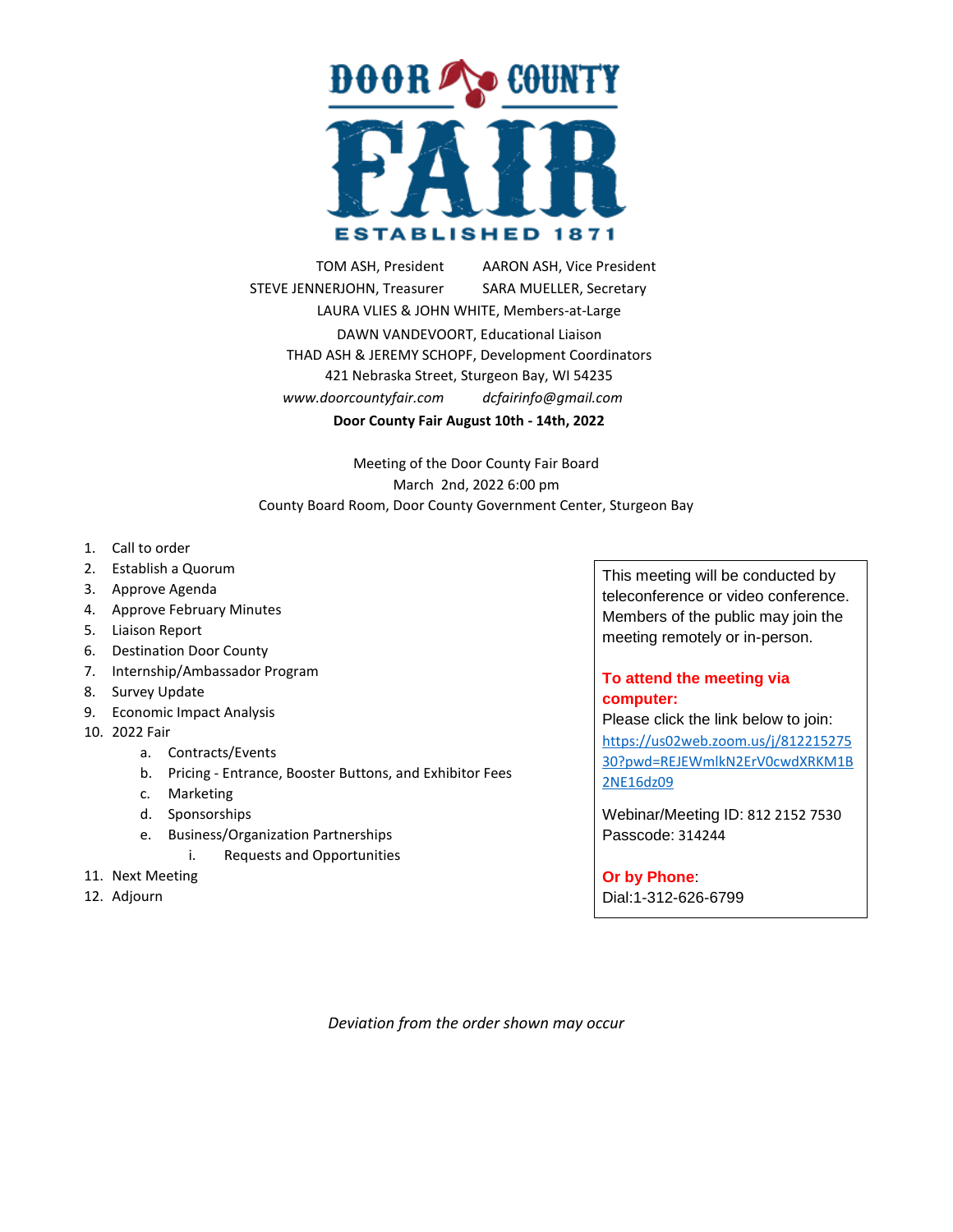# DOOR COUNTY FAIR

ESTABLISHED 1871

TOM ASH, President AARON ASH, Vice President
STEVE JENNERJOHN, Treasurer SARA MUELLER, Secretary
LAURA VLIES & JOHN WHITE, Members-at-Large
DAWN VANDEVOORT, Educational Liaison
THAD ASH & JEREMY SCHOPF, Development Coordinators
421 Nebraska Street, Sturgeon Bay, WI 54235
*www.doorcountyfair.com* *dcfairinfo@gmail.com*

**Door County Fair August 10th - 14th, 2022**

Meeting of the Door County Fair Board
March 2nd, 2022 6:00 pm
County Board Room, Door County Government Center, Sturgeon Bay

1. Call to order
2. Establish a Quorum
3. Approve Agenda
4. Approve February Minutes
5. Liaison Report
6. Destination Door County
7. Internship/Ambassador Program
8. Survey Update
9. Economic Impact Analysis
10. 2022 Fair
    a. Contracts/Events
    b. Pricing - Entrance, Booster Buttons, and Exhibitor Fees
    c. Marketing
    d. Sponsorships
    e. Business/Organization Partnerships
        i. Requests and Opportunities
11. Next Meeting
12. Adjourn

This meeting will be conducted by teleconference or video conference. Members of the public may join the meeting remotely or in-person.

**To attend the meeting via computer:**
Please click the link below to join:
https://us02web.zoom.us/j/81221527530?pwd=REJEWmlkN2ErV0cwdXRKM1B2NE16dz09

Webinar/Meeting ID: 812 2152 7530
Passcode: 314244

**Or by Phone**:
Dial:1-312-626-6799

*Deviation from the order shown may occur*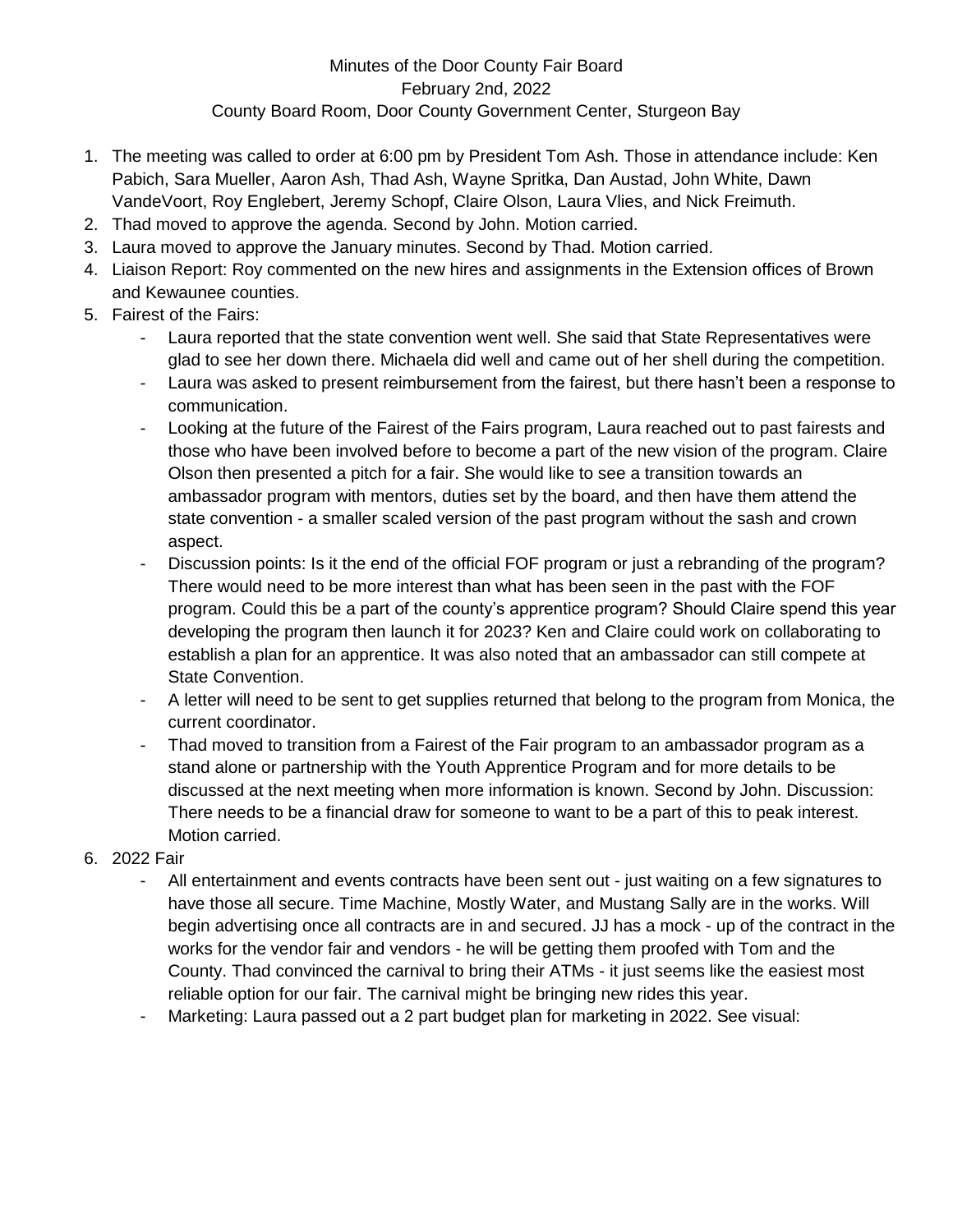Minutes of the Door County Fair Board
February 2nd, 2022
County Board Room, Door County Government Center, Sturgeon Bay

1. The meeting was called to order at 6:00 pm by President Tom Ash. Those in attendance include: Ken Pabich, Sara Mueller, Aaron Ash, Thad Ash, Wayne Spritka, Dan Austad, John White, Dawn VandeVoort, Roy Englebert, Jeremy Schopf, Claire Olson, Laura Vlies, and Nick Freimuth.
2. Thad moved to approve the agenda. Second by John. Motion carried.
3. Laura moved to approve the January minutes. Second by Thad. Motion carried.
4. Liaison Report: Roy commented on the new hires and assignments in the Extension offices of Brown and Kewaunee counties.
5. Fairest of the Fairs:
   - Laura reported that the state convention went well. She said that State Representatives were glad to see her down there. Michaela did well and came out of her shell during the competition.
   - Laura was asked to present reimbursement from the fairest, but there hasn't been a response to communication.
   - Looking at the future of the Fairest of the Fairs program, Laura reached out to past fairests and those who have been involved before to become a part of the new vision of the program. Claire Olson then presented a pitch for a fair. She would like to see a transition towards an ambassador program with mentors, duties set by the board, and then have them attend the state convention - a smaller scaled version of the past program without the sash and crown aspect.
   - Discussion points: Is it the end of the official FOF program or just a rebranding of the program? There would need to be more interest than what has been seen in the past with the FOF program. Could this be a part of the county's apprentice program? Should Claire spend this year developing the program then launch it for 2023? Ken and Claire could work on collaborating to establish a plan for an apprentice. It was also noted that an ambassador can still compete at State Convention.
   - A letter will need to be sent to get supplies returned that belong to the program from Monica, the current coordinator.
   - Thad moved to transition from a Fairest of the Fair program to an ambassador program as a stand alone or partnership with the Youth Apprentice Program and for more details to be discussed at the next meeting when more information is known. Second by John. Discussion: There needs to be a financial draw for someone to want to be a part of this to peak interest. Motion carried.
6. 2022 Fair
   - All entertainment and events contracts have been sent out - just waiting on a few signatures to have those all secure. Time Machine, Mostly Water, and Mustang Sally are in the works. Will begin advertising once all contracts are in and secured. JJ has a mock - up of the contract in the works for the vendor fair and vendors - he will be getting them proofed with Tom and the County. Thad convinced the carnival to bring their ATMs - it just seems like the easiest most reliable option for our fair. The carnival might be bringing new rides this year.
   - Marketing: Laura passed out a 2 part budget plan for marketing in 2022. See visual: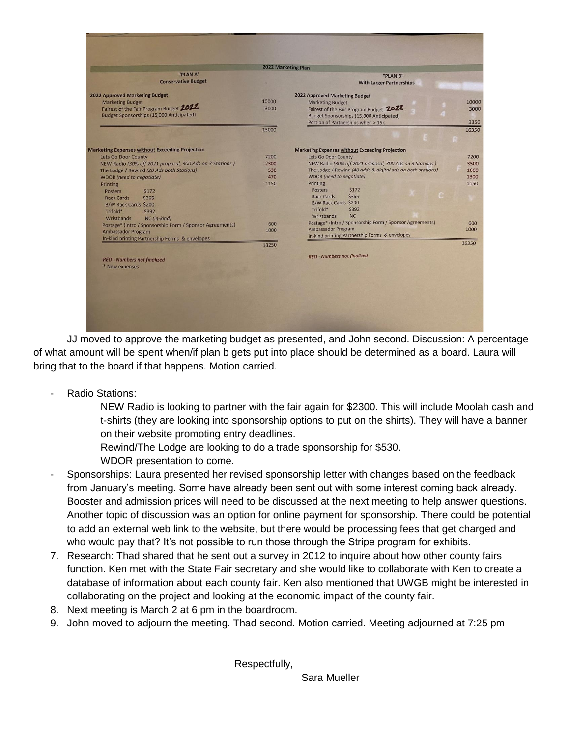**2022 Marketing Plan**

**"PLAN A"**
**Conservative Budget**

| | |
|---|---|
| **2022 Approved Marketing Budget** | |
| Marketing Budget | 10000 |
| Fairest of the Fair Program Budget 2022 | 3000 |
| Budget Sponsorships (15,000 Anticipated) | |
| | 13000 |
| **Marketing Expenses without Exceeding Projection** | |
| Lets Go Door County | 7200 |
| NEW Radio *(30% off 2021 proposal, 300 Ads on 3 Stations )* | 2300 |
| The Lodge / Rewind *(20 Ads both Stations)* | 530 |
| WDOR *(need to negotiate)* | 470 |
| Printing | 1150 |
| Posters $172 | |
| Rack Cards $365 | |
| B/W Rack Cards $200 | |
| Trifold* $392 | |
| Wristbands NC *(in-kind)* | |
| Postage* (Intro / Sponsorship Form / Sponsor Agreements) | 600 |
| Ambassador Program | 1000 |
| In-kind printing Partnership Forms & envelopes | |
| | 13250 |

*RED - Numbers not finalized*
\* New expenses

**"PLAN B"**
**With Larger Partnerships**

| | |
|---|---|
| **2022 Approved Marketing Budget** | |
| Marketing Budget | 10000 |
| Fairest of the Fair Program Budget 2022 | 3000 |
| Budget Sponsorships (15,000 Anticipated) | |
| Portion of Partnerships when > 15k | 3350 |
| | 16350 |
| **Marketing Expenses without Exceeding Projection** | |
| Lets Go Door County | 7200 |
| NEW Radio *(30% off 2021 proposal, 300 Ads on 3 Stations )* | 3500 |
| The Lodge / Rewind *(40 adds & digital ads on both stations)* | 1600 |
| WDOR *(need to negotiate)* | 1300 |
| Printing | 1150 |
| Posters $172 | |
| Rack Cards $365 | |
| B/W Rack Cards $200 | |
| Trifold* $392 | |
| Wristbands NC | |
| Postage* (Intro / Sponsorship Form / Sponsor Agreements) | 600 |
| Ambassador Program | 1000 |
| In-kind printing Partnership Forms & envelopes | |
| | 16350 |

*RED - Numbers not finalized*

JJ moved to approve the marketing budget as presented, and John second. Discussion: A percentage of what amount will be spent when/if plan b gets put into place should be determined as a board. Laura will bring that to the board if that happens. Motion carried.

- Radio Stations:
  NEW Radio is looking to partner with the fair again for $2300. This will include Moolah cash and t-shirts (they are looking into sponsorship options to put on the shirts). They will have a banner on their website promoting entry deadlines.
  Rewind/The Lodge are looking to do a trade sponsorship for $530.
  WDOR presentation to come.
- Sponsorships: Laura presented her revised sponsorship letter with changes based on the feedback from January's meeting. Some have already been sent out with some interest coming back already. Booster and admission prices will need to be discussed at the next meeting to help answer questions. Another topic of discussion was an option for online payment for sponsorship. There could be potential to add an external web link to the website, but there would be processing fees that get charged and who would pay that? It's not possible to run those through the Stripe program for exhibits.

7. Research: Thad shared that he sent out a survey in 2012 to inquire about how other county fairs function. Ken met with the State Fair secretary and she would like to collaborate with Ken to create a database of information about each county fair. Ken also mentioned that UWGB might be interested in collaborating on the project and looking at the economic impact of the county fair.
8. Next meeting is March 2 at 6 pm in the boardroom.
9. John moved to adjourn the meeting. Thad second. Motion carried. Meeting adjourned at 7:25 pm

Respectfully,

Sara Mueller